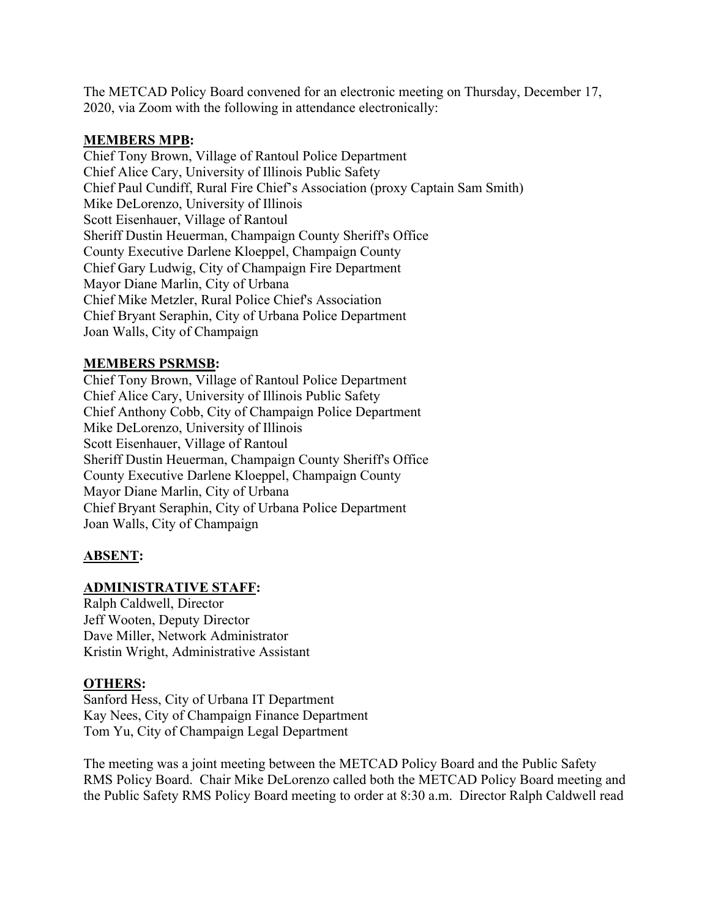The METCAD Policy Board convened for an electronic meeting on Thursday, December 17, 2020, via Zoom with the following in attendance electronically:

**MEMBERS MPB:**

Chief Tony Brown, Village of Rantoul Police Department
Chief Alice Cary, University of Illinois Public Safety
Chief Paul Cundiff, Rural Fire Chief's Association (proxy Captain Sam Smith)
Mike DeLorenzo, University of Illinois
Scott Eisenhauer, Village of Rantoul
Sheriff Dustin Heuerman, Champaign County Sheriff's Office
County Executive Darlene Kloeppel, Champaign County
Chief Gary Ludwig, City of Champaign Fire Department
Mayor Diane Marlin, City of Urbana
Chief Mike Metzler, Rural Police Chief's Association
Chief Bryant Seraphin, City of Urbana Police Department
Joan Walls, City of Champaign

**MEMBERS PSRMSB:**

Chief Tony Brown, Village of Rantoul Police Department
Chief Alice Cary, University of Illinois Public Safety
Chief Anthony Cobb, City of Champaign Police Department
Mike DeLorenzo, University of Illinois
Scott Eisenhauer, Village of Rantoul
Sheriff Dustin Heuerman, Champaign County Sheriff's Office
County Executive Darlene Kloeppel, Champaign County
Mayor Diane Marlin, City of Urbana
Chief Bryant Seraphin, City of Urbana Police Department
Joan Walls, City of Champaign

**ABSENT:**

**ADMINISTRATIVE STAFF:**

Ralph Caldwell, Director
Jeff Wooten, Deputy Director
Dave Miller, Network Administrator
Kristin Wright, Administrative Assistant

**OTHERS:**

Sanford Hess, City of Urbana IT Department
Kay Nees, City of Champaign Finance Department
Tom Yu, City of Champaign Legal Department

The meeting was a joint meeting between the METCAD Policy Board and the Public Safety RMS Policy Board. Chair Mike DeLorenzo called both the METCAD Policy Board meeting and the Public Safety RMS Policy Board meeting to order at 8:30 a.m. Director Ralph Caldwell read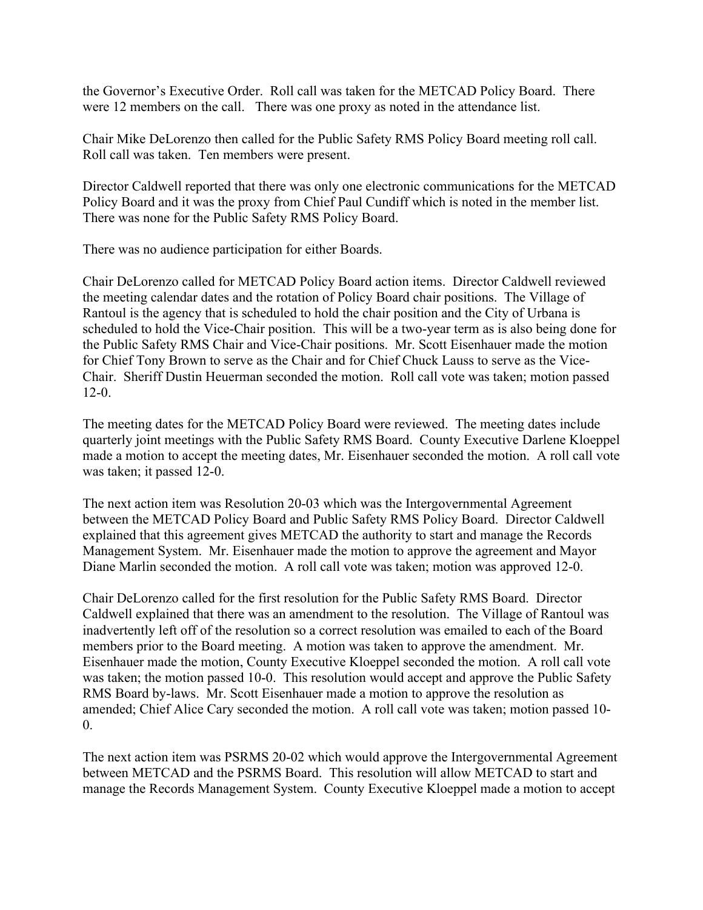the Governor's Executive Order. Roll call was taken for the METCAD Policy Board. There were 12 members on the call. There was one proxy as noted in the attendance list.

Chair Mike DeLorenzo then called for the Public Safety RMS Policy Board meeting roll call. Roll call was taken. Ten members were present.

Director Caldwell reported that there was only one electronic communications for the METCAD Policy Board and it was the proxy from Chief Paul Cundiff which is noted in the member list. There was none for the Public Safety RMS Policy Board.

There was no audience participation for either Boards.

Chair DeLorenzo called for METCAD Policy Board action items. Director Caldwell reviewed the meeting calendar dates and the rotation of Policy Board chair positions. The Village of Rantoul is the agency that is scheduled to hold the chair position and the City of Urbana is scheduled to hold the Vice-Chair position. This will be a two-year term as is also being done for the Public Safety RMS Chair and Vice-Chair positions. Mr. Scott Eisenhauer made the motion for Chief Tony Brown to serve as the Chair and for Chief Chuck Lauss to serve as the Vice-Chair. Sheriff Dustin Heuerman seconded the motion. Roll call vote was taken; motion passed 12-0.

The meeting dates for the METCAD Policy Board were reviewed. The meeting dates include quarterly joint meetings with the Public Safety RMS Board. County Executive Darlene Kloeppel made a motion to accept the meeting dates, Mr. Eisenhauer seconded the motion. A roll call vote was taken; it passed 12-0.

The next action item was Resolution 20-03 which was the Intergovernmental Agreement between the METCAD Policy Board and Public Safety RMS Policy Board. Director Caldwell explained that this agreement gives METCAD the authority to start and manage the Records Management System. Mr. Eisenhauer made the motion to approve the agreement and Mayor Diane Marlin seconded the motion. A roll call vote was taken; motion was approved 12-0.

Chair DeLorenzo called for the first resolution for the Public Safety RMS Board. Director Caldwell explained that there was an amendment to the resolution. The Village of Rantoul was inadvertently left off of the resolution so a correct resolution was emailed to each of the Board members prior to the Board meeting. A motion was taken to approve the amendment. Mr. Eisenhauer made the motion, County Executive Kloeppel seconded the motion. A roll call vote was taken; the motion passed 10-0. This resolution would accept and approve the Public Safety RMS Board by-laws. Mr. Scott Eisenhauer made a motion to approve the resolution as amended; Chief Alice Cary seconded the motion. A roll call vote was taken; motion passed 10-0.

The next action item was PSRMS 20-02 which would approve the Intergovernmental Agreement between METCAD and the PSRMS Board. This resolution will allow METCAD to start and manage the Records Management System. County Executive Kloeppel made a motion to accept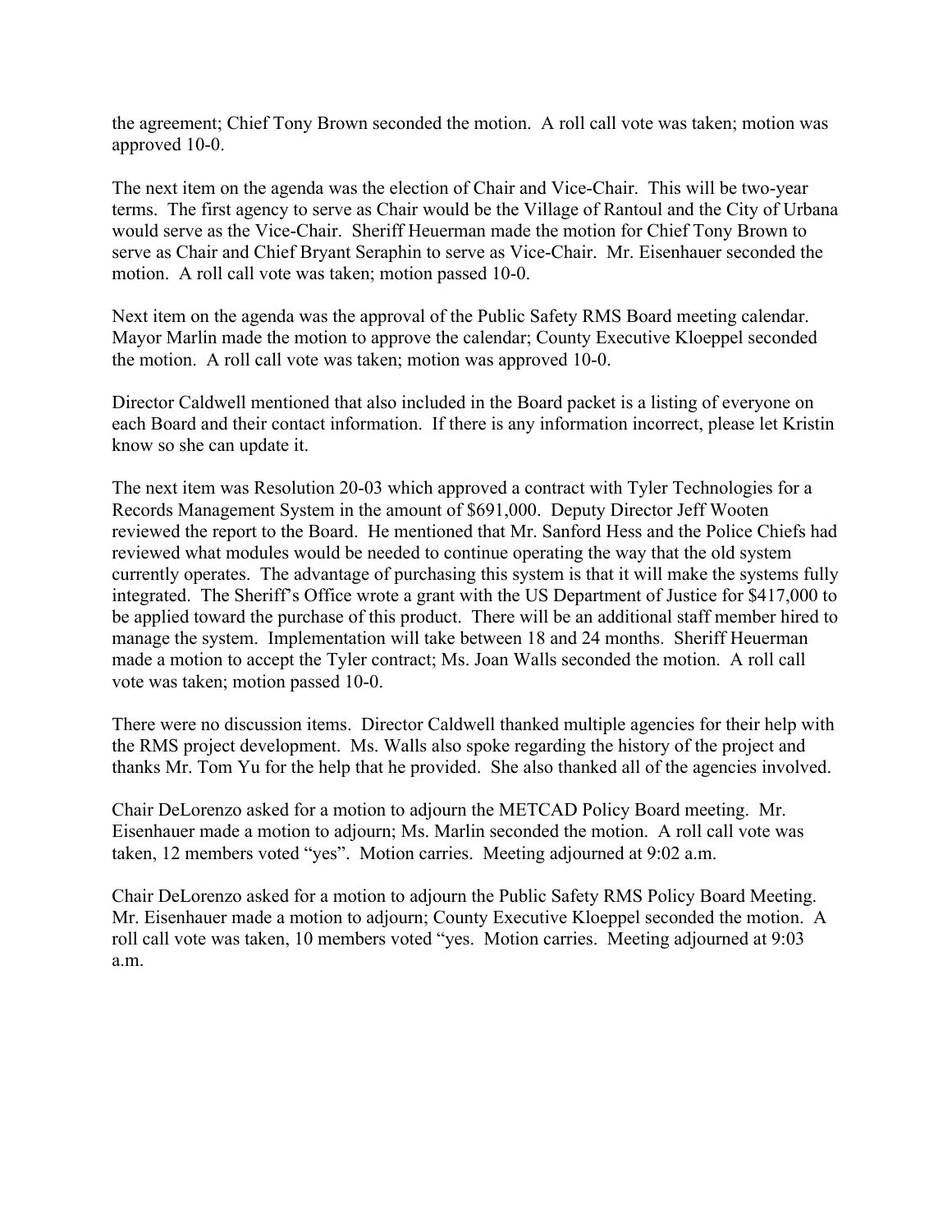the agreement; Chief Tony Brown seconded the motion. A roll call vote was taken; motion was approved 10-0.

The next item on the agenda was the election of Chair and Vice-Chair. This will be two-year terms. The first agency to serve as Chair would be the Village of Rantoul and the City of Urbana would serve as the Vice-Chair. Sheriff Heuerman made the motion for Chief Tony Brown to serve as Chair and Chief Bryant Seraphin to serve as Vice-Chair. Mr. Eisenhauer seconded the motion. A roll call vote was taken; motion passed 10-0.

Next item on the agenda was the approval of the Public Safety RMS Board meeting calendar. Mayor Marlin made the motion to approve the calendar; County Executive Kloeppel seconded the motion. A roll call vote was taken; motion was approved 10-0.

Director Caldwell mentioned that also included in the Board packet is a listing of everyone on each Board and their contact information. If there is any information incorrect, please let Kristin know so she can update it.

The next item was Resolution 20-03 which approved a contract with Tyler Technologies for a Records Management System in the amount of $691,000. Deputy Director Jeff Wooten reviewed the report to the Board. He mentioned that Mr. Sanford Hess and the Police Chiefs had reviewed what modules would be needed to continue operating the way that the old system currently operates. The advantage of purchasing this system is that it will make the systems fully integrated. The Sheriff's Office wrote a grant with the US Department of Justice for $417,000 to be applied toward the purchase of this product. There will be an additional staff member hired to manage the system. Implementation will take between 18 and 24 months. Sheriff Heuerman made a motion to accept the Tyler contract; Ms. Joan Walls seconded the motion. A roll call vote was taken; motion passed 10-0.

There were no discussion items. Director Caldwell thanked multiple agencies for their help with the RMS project development. Ms. Walls also spoke regarding the history of the project and thanks Mr. Tom Yu for the help that he provided. She also thanked all of the agencies involved.

Chair DeLorenzo asked for a motion to adjourn the METCAD Policy Board meeting. Mr. Eisenhauer made a motion to adjourn; Ms. Marlin seconded the motion. A roll call vote was taken, 12 members voted "yes". Motion carries. Meeting adjourned at 9:02 a.m.

Chair DeLorenzo asked for a motion to adjourn the Public Safety RMS Policy Board Meeting. Mr. Eisenhauer made a motion to adjourn; County Executive Kloeppel seconded the motion. A roll call vote was taken, 10 members voted "yes. Motion carries. Meeting adjourned at 9:03 a.m.